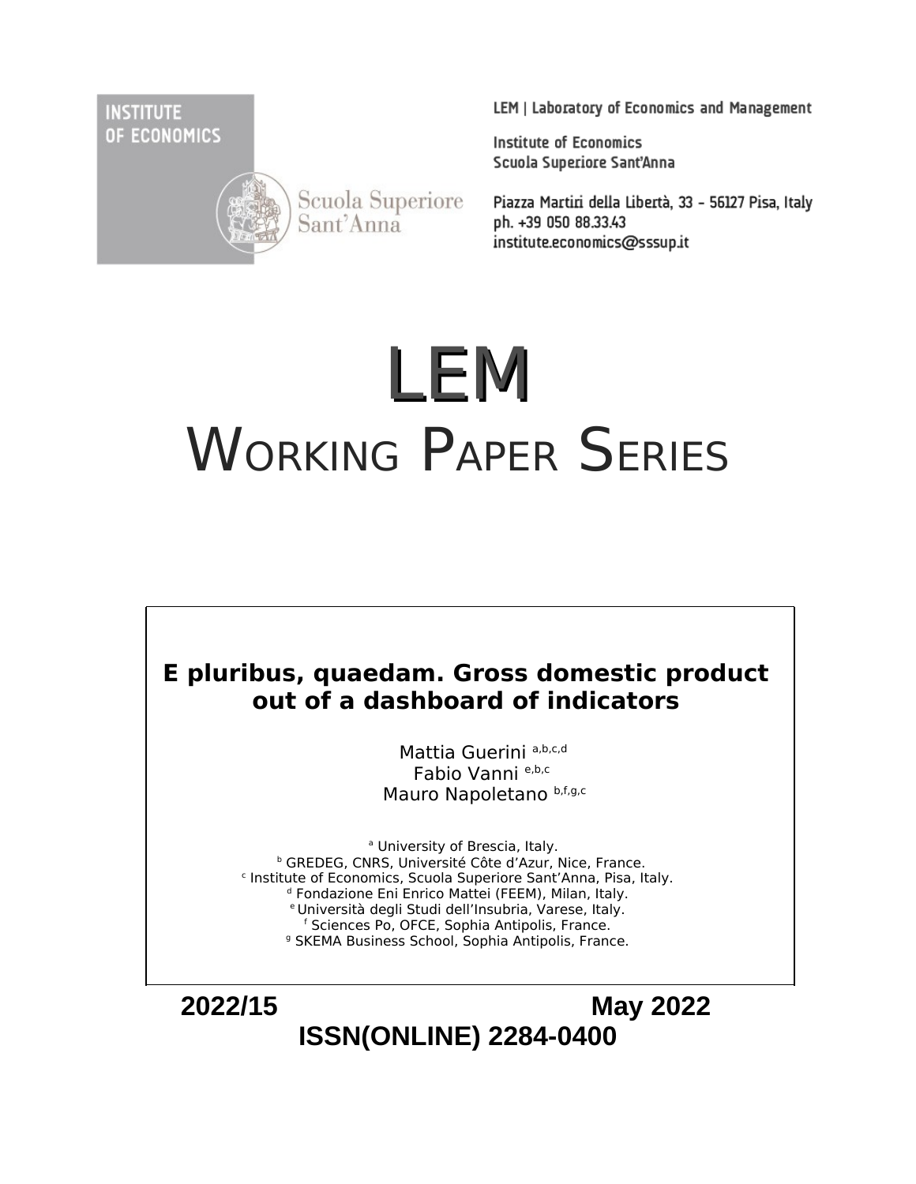INSTITUTE OF ECONOMICS

Scuola Superiore Sant'Anna

LEM | Laboratory of Economics and Management

Institute of Economics
Scuola Superiore Sant'Anna

Piazza Martiri della Libertà, 33 - 56127 Pisa, Italy
ph. +39 050 88.33.43
institute.economics@sssup.it

# LEM

# WORKING PAPER SERIES

## E pluribus, quaedam. Gross domestic product out of a dashboard of indicators

Mattia Guerini [a,b,c,d]
Fabio Vanni [e,b,c]
Mauro Napoletano [b,f,g,c]

[a] University of Brescia, Italy.
[b] GREDEG, CNRS, Université Côte d'Azur, Nice, France.
[c] Institute of Economics, Scuola Superiore Sant'Anna, Pisa, Italy.
[d] Fondazione Eni Enrico Mattei (FEEM), Milan, Italy.
[e] Università degli Studi dell'Insubria, Varese, Italy.
[f] Sciences Po, OFCE, Sophia Antipolis, France.
[g] SKEMA Business School, Sophia Antipolis, France.

**2022/15** **May 2022**

**ISSN(ONLINE) 2284-0400**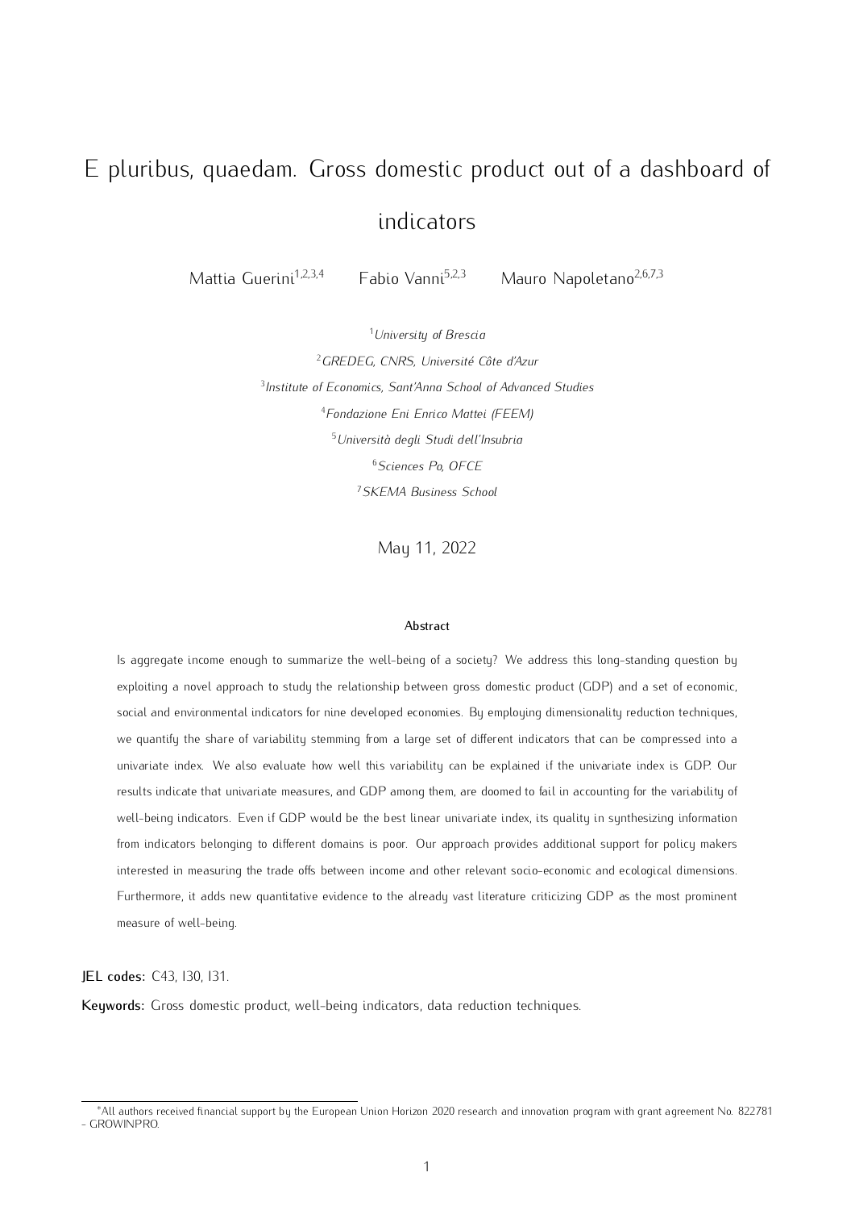# E pluribus, quaedam. Gross domestic product out of a dashboard of indicators

Mattia Guerini[1,2,3,4] Fabio Vanni[5,2,3] Mauro Napoletano[2,6,7,3]

[1]*University of Brescia*

[2]*GREDEG, CNRS, Université Côte d'Azur*

[3]*Institute of Economics, Sant'Anna School of Advanced Studies*

[4]*Fondazione Eni Enrico Mattei (FEEM)*

[5]*Università degli Studi dell'Insubria*

[6]*Sciences Po, OFCE*

[7]*SKEMA Business School*

May 11, 2022

**Abstract**

Is aggregate income enough to summarize the well-being of a society? We address this long-standing question by exploiting a novel approach to study the relationship between gross domestic product (GDP) and a set of economic, social and environmental indicators for nine developed economies. By employing dimensionality reduction techniques, we quantify the share of variability stemming from a large set of different indicators that can be compressed into a univariate index. We also evaluate how well this variability can be explained if the univariate index is GDP. Our results indicate that univariate measures, and GDP among them, are doomed to fail in accounting for the variability of well-being indicators. Even if GDP would be the best linear univariate index, its quality in synthesizing information from indicators belonging to different domains is poor. Our approach provides additional support for policy makers interested in measuring the trade offs between income and other relevant socio-economic and ecological dimensions. Furthermore, it adds new quantitative evidence to the already vast literature criticizing GDP as the most prominent measure of well-being.

**JEL codes:** C43, I30, I31.

**Keywords:** Gross domestic product, well-being indicators, data reduction techniques.

*All authors received financial support by the European Union Horizon 2020 research and innovation program with grant agreement No. 822781 - GROWINPRO.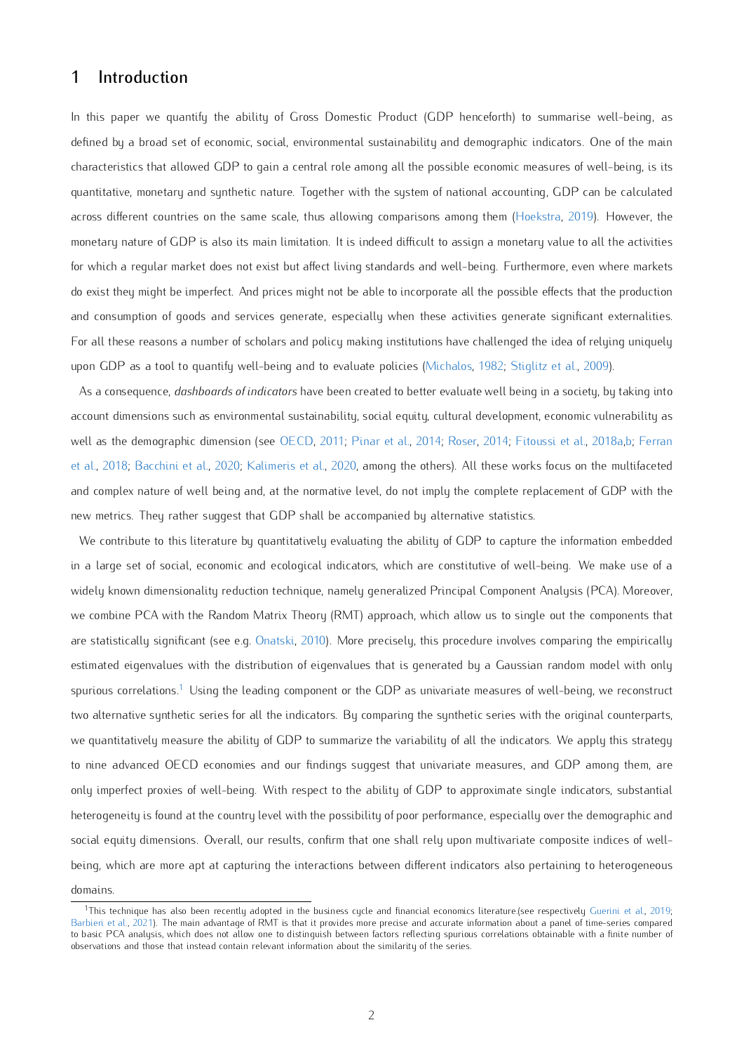## 1 Introduction

In this paper we quantify the ability of Gross Domestic Product (GDP henceforth) to summarise well-being, as defined by a broad set of economic, social, environmental sustainability and demographic indicators. One of the main characteristics that allowed GDP to gain a central role among all the possible economic measures of well-being, is its quantitative, monetary and synthetic nature. Together with the system of national accounting, GDP can be calculated across different countries on the same scale, thus allowing comparisons among them (Hoekstra, 2019). However, the monetary nature of GDP is also its main limitation. It is indeed difficult to assign a monetary value to all the activities for which a regular market does not exist but affect living standards and well-being. Furthermore, even where markets do exist they might be imperfect. And prices might not be able to incorporate all the possible effects that the production and consumption of goods and services generate, especially when these activities generate significant externalities. For all these reasons a number of scholars and policy making institutions have challenged the idea of relying uniquely upon GDP as a tool to quantify well-being and to evaluate policies (Michalos, 1982; Stiglitz et al., 2009).

As a consequence, *dashboards of indicators* have been created to better evaluate well being in a society, by taking into account dimensions such as environmental sustainability, social equity, cultural development, economic vulnerability as well as the demographic dimension (see OECD, 2011; Pinar et al., 2014; Roser, 2014; Fitoussi et al., 2018a,b; Ferran et al., 2018; Bacchini et al., 2020; Kalimeris et al., 2020, among the others). All these works focus on the multifaceted and complex nature of well being and, at the normative level, do not imply the complete replacement of GDP with the new metrics. They rather suggest that GDP shall be accompanied by alternative statistics.

We contribute to this literature by quantitatively evaluating the ability of GDP to capture the information embedded in a large set of social, economic and ecological indicators, which are constitutive of well-being. We make use of a widely known dimensionality reduction technique, namely generalized Principal Component Analysis (PCA). Moreover, we combine PCA with the Random Matrix Theory (RMT) approach, which allow us to single out the components that are statistically significant (see e.g. Onatski, 2010). More precisely, this procedure involves comparing the empirically estimated eigenvalues with the distribution of eigenvalues that is generated by a Gaussian random model with only spurious correlations.[1] Using the leading component or the GDP as univariate measures of well-being, we reconstruct two alternative synthetic series for all the indicators. By comparing the synthetic series with the original counterparts, we quantitatively measure the ability of GDP to summarize the variability of all the indicators. We apply this strategy to nine advanced OECD economies and our findings suggest that univariate measures, and GDP among them, are only imperfect proxies of well-being. With respect to the ability of GDP to approximate single indicators, substantial heterogeneity is found at the country level with the possibility of poor performance, especially over the demographic and social equity dimensions. Overall, our results, confirm that one shall rely upon multivariate composite indices of well-being, which are more apt at capturing the interactions between different indicators also pertaining to heterogeneous domains.

[1] This technique has also been recently adopted in the business cycle and financial economics literature.(see respectively Guerini et al., 2019; Barbieri et al., 2021). The main advantage of RMT is that it provides more precise and accurate information about a panel of time-series compared to basic PCA analysis, which does not allow one to distinguish between factors reflecting spurious correlations obtainable with a finite number of observations and those that instead contain relevant information about the similarity of the series.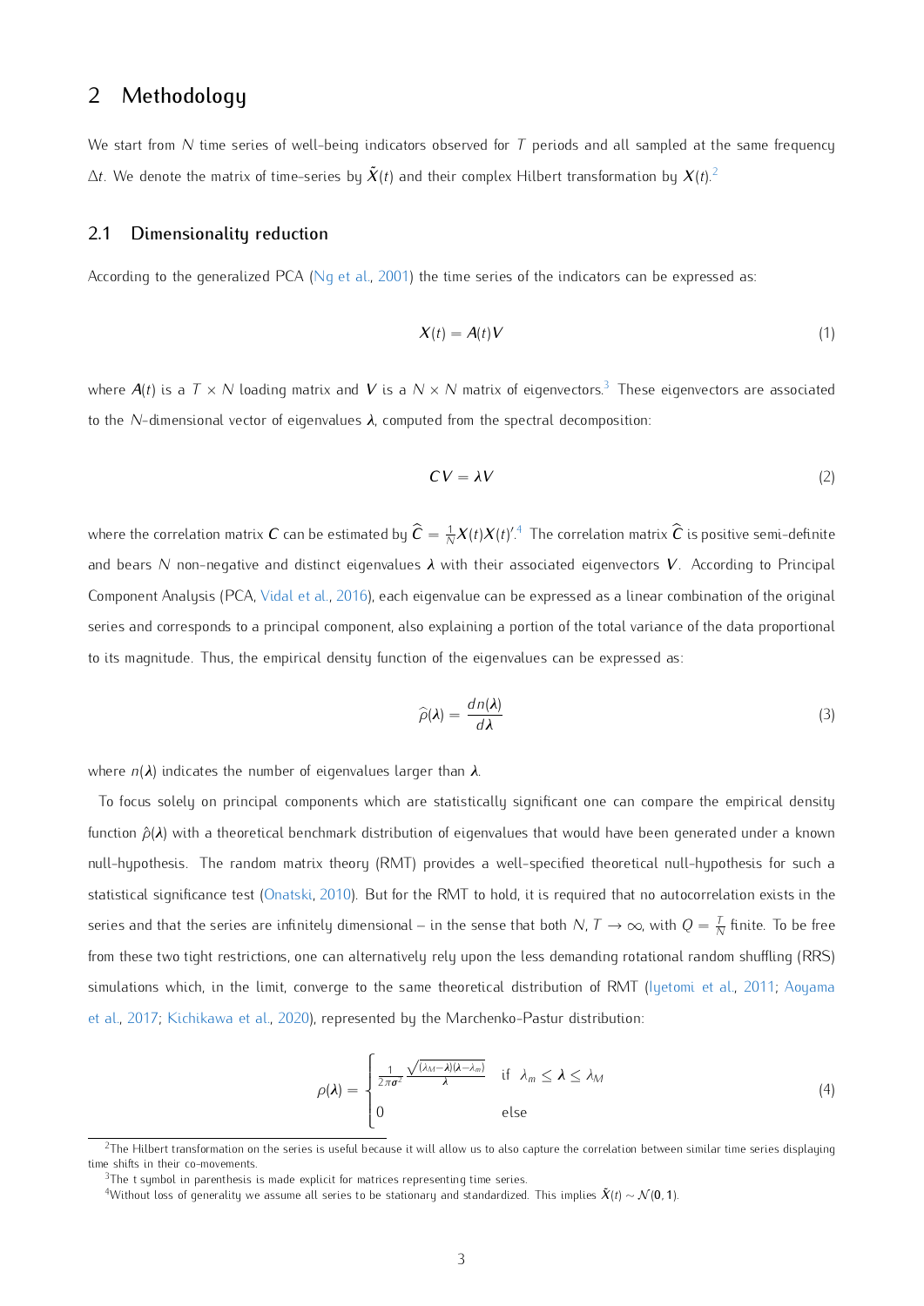## 2 Methodology

We start from $N$ time series of well-being indicators observed for $T$ periods and all sampled at the same frequency $\Delta t$. We denote the matrix of time-series by $\tilde{\boldsymbol{X}}(t)$ and their complex Hilbert transformation by $\boldsymbol{X}(t)$.[2]

### 2.1 Dimensionality reduction

According to the generalized PCA (Ng et al., 2001) the time series of the indicators can be expressed as:

$$\boldsymbol{X}(t) = \boldsymbol{A}(t)\boldsymbol{V} \tag{1}$$

where $\boldsymbol{A}(t)$ is a $T \times N$ loading matrix and $\boldsymbol{V}$ is a $N \times N$ matrix of eigenvectors.[3] These eigenvectors are associated to the $N$-dimensional vector of eigenvalues $\boldsymbol{\lambda}$, computed from the spectral decomposition:

$$\boldsymbol{C}\boldsymbol{V} = \boldsymbol{\lambda}\boldsymbol{V} \tag{2}$$

where the correlation matrix $\boldsymbol{C}$ can be estimated by $\widehat{\boldsymbol{C}} = \frac{1}{N}\boldsymbol{X}(t)\boldsymbol{X}(t)'$.[4] The correlation matrix $\widehat{\boldsymbol{C}}$ is positive semi-definite and bears $N$ non-negative and distinct eigenvalues $\boldsymbol{\lambda}$ with their associated eigenvectors $\boldsymbol{V}$. According to Principal Component Analysis (PCA, Vidal et al., 2016), each eigenvalue can be expressed as a linear combination of the original series and corresponds to a principal component, also explaining a portion of the total variance of the data proportional to its magnitude. Thus, the empirical density function of the eigenvalues can be expressed as:

$$\widehat{\rho}(\boldsymbol{\lambda}) = \frac{dn(\boldsymbol{\lambda})}{d\boldsymbol{\lambda}} \tag{3}$$

where $n(\boldsymbol{\lambda})$ indicates the number of eigenvalues larger than $\boldsymbol{\lambda}$.

To focus solely on principal components which are statistically significant one can compare the empirical density function $\hat{\rho}(\boldsymbol{\lambda})$ with a theoretical benchmark distribution of eigenvalues that would have been generated under a known null-hypothesis. The random matrix theory (RMT) provides a well-specified theoretical null-hypothesis for such a statistical significance test (Onatski, 2010). But for the RMT to hold, it is required that no autocorrelation exists in the series and that the series are infinitely dimensional – in the sense that both $N, T \to \infty$, with $Q = \frac{T}{N}$ finite. To be free from these two tight restrictions, one can alternatively rely upon the less demanding rotational random shuffling (RRS) simulations which, in the limit, converge to the same theoretical distribution of RMT (Iyetomi et al., 2011; Aoyama et al., 2017; Kichikawa et al., 2020), represented by the Marchenko-Pastur distribution:

$$\rho(\boldsymbol{\lambda}) = \begin{cases} \frac{1}{2\pi\boldsymbol{\sigma}^2}\frac{\sqrt{(\lambda_M - \boldsymbol{\lambda})(\boldsymbol{\lambda} - \lambda_m)}}{\boldsymbol{\lambda}} & \text{if} \quad \lambda_m \leq \boldsymbol{\lambda} \leq \lambda_M \\ 0 & \text{else} \end{cases} \tag{4}$$

[2] The Hilbert transformation on the series is useful because it will allow us to also capture the correlation between similar time series displaying time shifts in their co-movements.

[3] The t symbol in parenthesis is made explicit for matrices representing time series.

[4] Without loss of generality we assume all series to be stationary and standardized. This implies $\tilde{\boldsymbol{X}}(t) \sim \mathcal{N}(\boldsymbol{0}, \boldsymbol{1})$.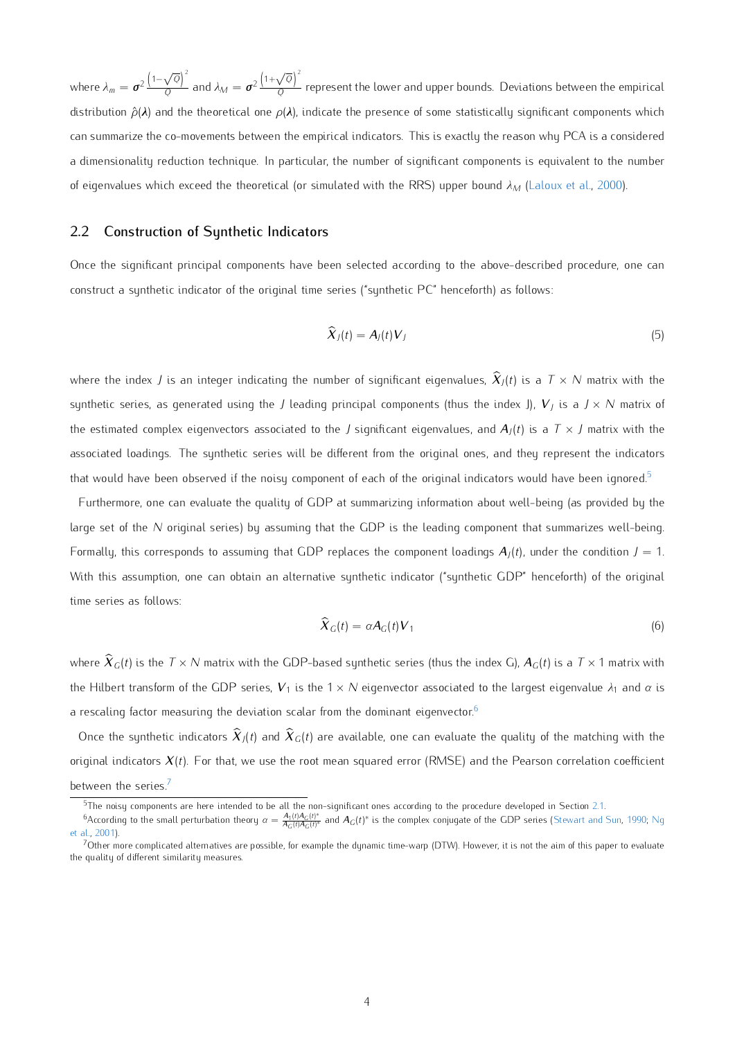where $\lambda_m = \boldsymbol{\sigma}^2 \frac{\left(1-\sqrt{Q}\right)^2}{Q}$ and $\lambda_M = \boldsymbol{\sigma}^2 \frac{\left(1+\sqrt{Q}\right)^2}{Q}$ represent the lower and upper bounds. Deviations between the empirical distribution $\hat{\rho}(\boldsymbol{\lambda})$ and the theoretical one $\rho(\boldsymbol{\lambda})$, indicate the presence of some statistically significant components which can summarize the co-movements between the empirical indicators. This is exactly the reason why PCA is a considered a dimensionality reduction technique. In particular, the number of significant components is equivalent to the number of eigenvalues which exceed the theoretical (or simulated with the RRS) upper bound $\lambda_M$ (Laloux et al., 2000).

## 2.2 Construction of Synthetic Indicators

Once the significant principal components have been selected according to the above-described procedure, one can construct a synthetic indicator of the original time series ("synthetic PC" henceforth) as follows:

$$\widehat{\boldsymbol{X}}_J(t) = \boldsymbol{A}_J(t)\boldsymbol{V}_J \tag{5}$$

where the index $J$ is an integer indicating the number of significant eigenvalues, $\widehat{\boldsymbol{X}}_J(t)$ is a $T \times N$ matrix with the synthetic series, as generated using the $J$ leading principal components (thus the index J), $\boldsymbol{V}_J$ is a $J \times N$ matrix of the estimated complex eigenvectors associated to the $J$ significant eigenvalues, and $\boldsymbol{A}_J(t)$ is a $T \times J$ matrix with the associated loadings. The synthetic series will be different from the original ones, and they represent the indicators that would have been observed if the noisy component of each of the original indicators would have been ignored.[5]

Furthermore, one can evaluate the quality of GDP at summarizing information about well-being (as provided by the large set of the $N$ original series) by assuming that the GDP is the leading component that summarizes well-being. Formally, this corresponds to assuming that GDP replaces the component loadings $\boldsymbol{A}_J(t)$, under the condition $J = 1$. With this assumption, one can obtain an alternative synthetic indicator ("synthetic GDP" henceforth) of the original time series as follows:

$$\widehat{\boldsymbol{X}}_G(t) = \alpha \boldsymbol{A}_G(t)\boldsymbol{V}_1 \tag{6}$$

where $\widehat{\boldsymbol{X}}_G(t)$ is the $T \times N$ matrix with the GDP-based synthetic series (thus the index G), $\boldsymbol{A}_G(t)$ is a $T \times 1$ matrix with the Hilbert transform of the GDP series, $\boldsymbol{V}_1$ is the $1 \times N$ eigenvector associated to the largest eigenvalue $\lambda_1$ and $\alpha$ is a rescaling factor measuring the deviation scalar from the dominant eigenvector.[6]

Once the synthetic indicators $\widehat{\boldsymbol{X}}_J(t)$ and $\widehat{\boldsymbol{X}}_G(t)$ are available, one can evaluate the quality of the matching with the original indicators $\boldsymbol{X}(t)$. For that, we use the root mean squared error (RMSE) and the Pearson correlation coefficient between the series.[7]

---

[5] The noisy components are here intended to be all the non-significant ones according to the procedure developed in Section 2.1.

[6] According to the small perturbation theory $\alpha = \frac{A_1(t)A_G(t)^*}{A_G(t)A_G(t)^*}$ and $A_G(t)^*$ is the complex conjugate of the GDP series (Stewart and Sun, 1990; Ng et al., 2001).

[7] Other more complicated alternatives are possible, for example the dynamic time-warp (DTW). However, it is not the aim of this paper to evaluate the quality of different similarity measures.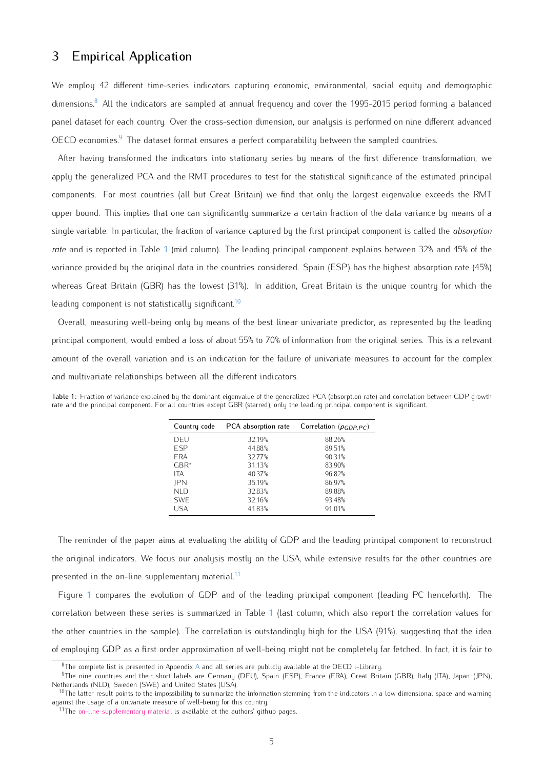## 3 Empirical Application

We employ 42 different time-series indicators capturing economic, environmental, social equity and demographic dimensions.[8] All the indicators are sampled at annual frequency and cover the 1995-2015 period forming a balanced panel dataset for each country. Over the cross-section dimension, our analysis is performed on nine different advanced OECD economies.[9] The dataset format ensures a perfect comparability between the sampled countries.

After having transformed the indicators into stationary series by means of the first difference transformation, we apply the generalized PCA and the RMT procedures to test for the statistical significance of the estimated principal components. For most countries (all but Great Britain) we find that only the largest eigenvalue exceeds the RMT upper bound. This implies that one can significantly summarize a certain fraction of the data variance by means of a single variable. In particular, the fraction of variance captured by the first principal component is called the *absorption rate* and is reported in Table 1 (mid column). The leading principal component explains between 32% and 45% of the variance provided by the original data in the countries considered. Spain (ESP) has the highest absorption rate (45%) whereas Great Britain (GBR) has the lowest (31%). In addition, Great Britain is the unique country for which the leading component is not statistically significant.[10]

Overall, measuring well-being only by means of the best linear univariate predictor, as represented by the leading principal component, would embed a loss of about 55% to 70% of information from the original series. This is a relevant amount of the overall variation and is an indication for the failure of univariate measures to account for the complex and multivariate relationships between all the different indicators.

**Table 1:** Fraction of variance explained by the dominant eigenvalue of the generalized PCA (absorption rate) and correlation between GDP growth rate and the principal component. For all countries except GBR (starred), only the leading principal component is significant.

| Country code | PCA absorption rate | Correlation ($\rho_{GDP,PC}$) |
|---|---|---|
| DEU | 32.19% | 88.26% |
| ESP | 44.88% | 89.51% |
| FRA | 32.77% | 90.31% |
| GBR* | 31.13% | 83.90% |
| ITA | 40.37% | 96.82% |
| JPN | 35.19% | 86.97% |
| NLD | 32.83% | 89.88% |
| SWE | 32.16% | 93.48% |
| USA | 41.83% | 91.01% |

The reminder of the paper aims at evaluating the ability of GDP and the leading principal component to reconstruct the original indicators. We focus our analysis mostly on the USA, while extensive results for the other countries are presented in the on-line supplementary material.[11]

Figure 1 compares the evolution of GDP and of the leading principal component (leading PC henceforth). The correlation between these series is summarized in Table 1 (last column, which also report the correlation values for the other countries in the sample). The correlation is outstandingly high for the USA (91%), suggesting that the idea of employing GDP as a first order approximation of well-being might not be completely far fetched. In fact, it is fair to

[8] The complete list is presented in Appendix A and all series are publicly available at the OECD i-Library.

[9] The nine countries and their short labels are Germany (DEU), Spain (ESP), France (FRA), Great Britain (GBR), Italy (ITA), Japan (JPN), Netherlands (NLD), Sweden (SWE) and United States (USA).

[10] The latter result points to the impossibility to summarize the information stemming from the indicators in a low dimensional space and warning against the usage of a univariate measure of well-being for this country.

[11] The on-line supplementary material is available at the authors' github pages.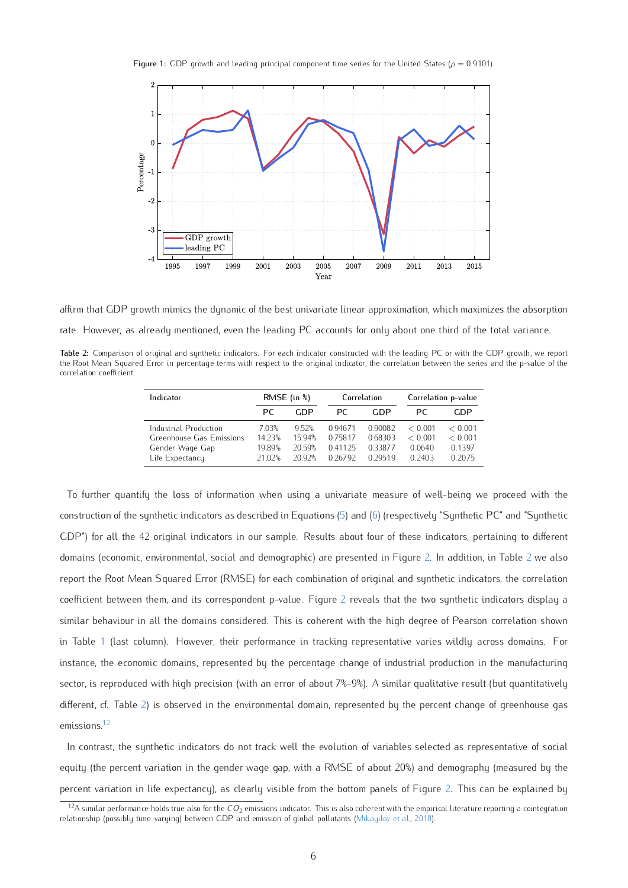**Figure 1:** GDP growth and leading principal component time series for the United States ($\rho = 0.9101$).

affirm that GDP growth mimics the dynamic of the best univariate linear approximation, which maximizes the absorption rate. However, as already mentioned, even the leading PC accounts for only about one third of the total variance.

**Table 2:** Comparison of original and synthetic indicators. For each indicator constructed with the leading PC or with the GDP growth, we report the Root Mean Squared Error in percentage terms with respect to the original indicator, the correlation between the series and the p-value of the correlation coefficient.

| Indicator | RMSE (in %) | | Correlation | | Correlation p-value | |
|---|---|---|---|---|---|---|
| | PC | GDP | PC | GDP | PC | GDP |
| Industrial Production | 7.03% | 9.52% | 0.94671 | 0.90082 | $< 0.001$ | $< 0.001$ |
| Greenhouse Gas Emissions | 14.23% | 15.94% | 0.75817 | 0.68303 | $< 0.001$ | $< 0.001$ |
| Gender Wage Gap | 19.89% | 20.59% | 0.41125 | 0.33877 | 0.0640 | 0.1397 |
| Life Expectancy | 21.02% | 20.92% | 0.26792 | 0.29519 | 0.2403 | 0.2075 |

To further quantify the loss of information when using a univariate measure of well-being we proceed with the construction of the synthetic indicators as described in Equations (5) and (6) (respectively "Synthetic PC" and "Synthetic GDP") for all the 42 original indicators in our sample. Results about four of these indicators, pertaining to different domains (economic, environmental, social and demographic) are presented in Figure 2. In addition, in Table 2 we also report the Root Mean Squared Error (RMSE) for each combination of original and synthetic indicators, the correlation coefficient between them, and its correspondent p-value. Figure 2 reveals that the two synthetic indicators display a similar behaviour in all the domains considered. This is coherent with the high degree of Pearson correlation shown in Table 1 (last column). However, their performance in tracking representative varies wildly across domains. For instance, the economic domains, represented by the percentage change of industrial production in the manufacturing sector, is reproduced with high precision (with an error of about 7%-9%). A similar qualitative result (but quantitatively different, cf. Table 2) is observed in the environmental domain, represented by the percent change of greenhouse gas emissions.[12]

In contrast, the synthetic indicators do not track well the evolution of variables selected as representative of social equity (the percent variation in the gender wage gap, with a RMSE of about 20%) and demography (measured by the percent variation in life expectancy), as clearly visible from the bottom panels of Figure 2. This can be explained by

[12] A similar performance holds true also for the $CO_2$ emissions indicator. This is also coherent with the empirical literature reporting a cointegration relationship (possibly time-varying) between GDP and emission of global pollutants (Mikayilov et al., 2018).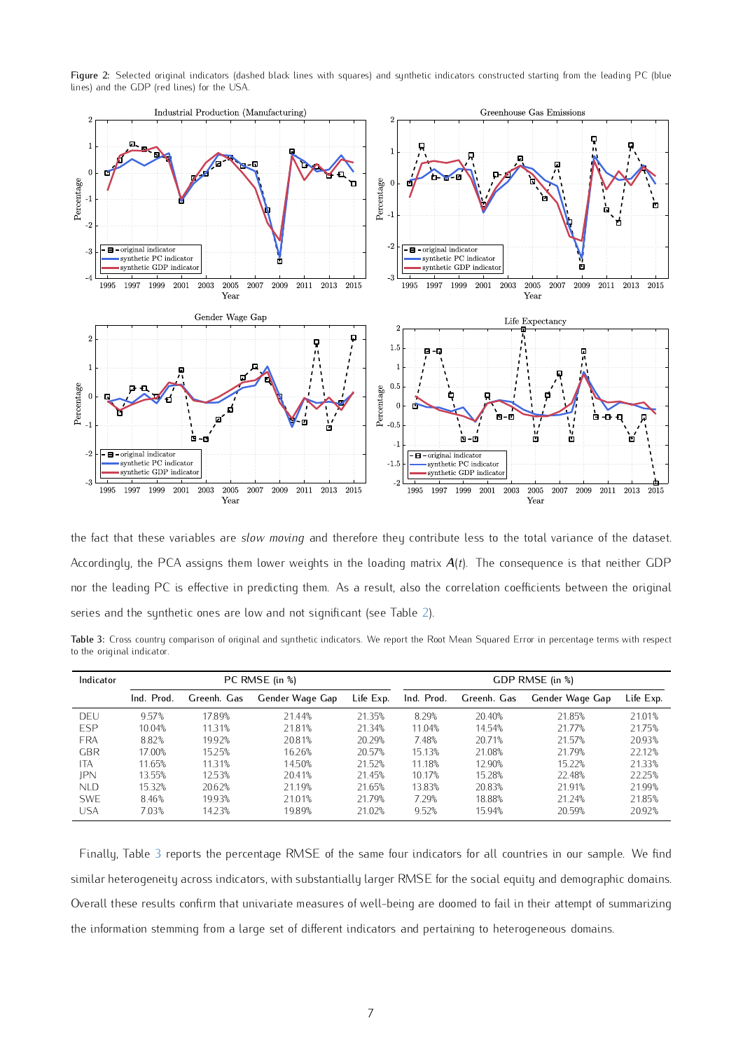Figure 2: Selected original indicators (dashed black lines with squares) and synthetic indicators constructed starting from the leading PC (blue lines) and the GDP (red lines) for the USA.

the fact that these variables are *slow moving* and therefore they contribute less to the total variance of the dataset. Accordingly, the PCA assigns them lower weights in the loading matrix $A(t)$. The consequence is that neither GDP nor the leading PC is effective in predicting them. As a result, also the correlation coefficients between the original series and the synthetic ones are low and not significant (see Table 2).

**Table 3:** Cross country comparison of original and synthetic indicators. We report the Root Mean Squared Error in percentage terms with respect to the original indicator.

| Indicator | PC RMSE (in %) | | | | GDP RMSE (in %) | | | |
|---|---|---|---|---|---|---|---|---|
| | Ind. Prod. | Greenh. Gas | Gender Wage Gap | Life Exp. | Ind. Prod. | Greenh. Gas | Gender Wage Gap | Life Exp. |
| DEU | 9.57% | 17.89% | 21.44% | 21.35% | 8.29% | 20.40% | 21.85% | 21.01% |
| ESP | 10.04% | 11.31% | 21.81% | 21.34% | 11.04% | 14.54% | 21.77% | 21.75% |
| FRA | 8.82% | 19.92% | 20.81% | 20.29% | 7.48% | 20.71% | 21.57% | 20.93% |
| GBR | 17.00% | 15.25% | 16.26% | 20.57% | 15.13% | 21.08% | 21.79% | 22.12% |
| ITA | 11.65% | 11.31% | 14.50% | 21.52% | 11.18% | 12.90% | 15.22% | 21.33% |
| JPN | 13.55% | 12.53% | 20.41% | 21.45% | 10.17% | 15.28% | 22.48% | 22.25% |
| NLD | 15.32% | 20.62% | 21.19% | 21.65% | 13.83% | 20.83% | 21.91% | 21.99% |
| SWE | 8.46% | 19.93% | 21.01% | 21.79% | 7.29% | 18.88% | 21.24% | 21.85% |
| USA | 7.03% | 14.23% | 19.89% | 21.02% | 9.52% | 15.94% | 20.59% | 20.92% |

Finally, Table 3 reports the percentage RMSE of the same four indicators for all countries in our sample. We find similar heterogeneity across indicators, with substantially larger RMSE for the social equity and demographic domains. Overall these results confirm that univariate measures of well-being are doomed to fail in their attempt of summarizing the information stemming from a large set of different indicators and pertaining to heterogeneous domains.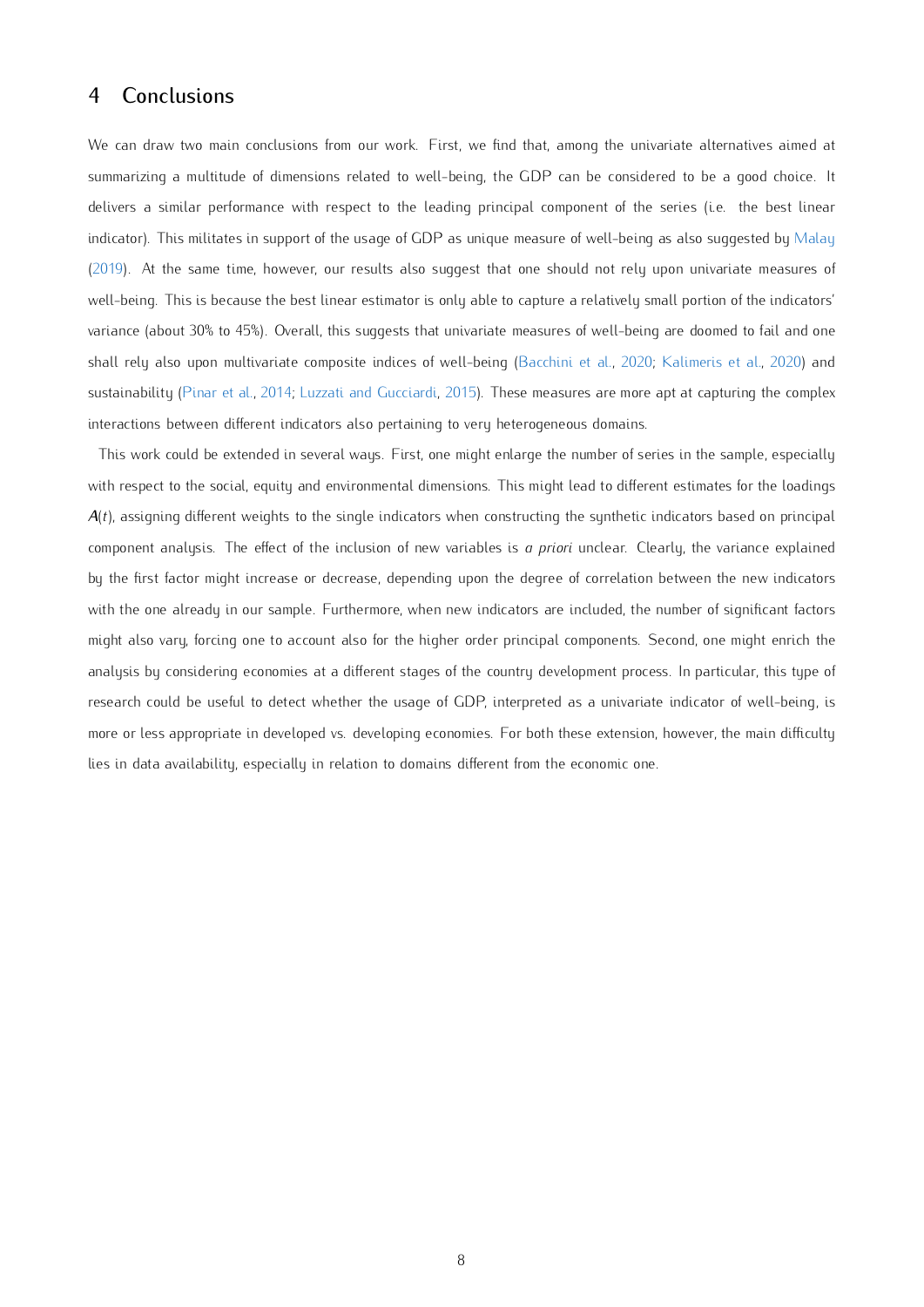## 4 Conclusions

We can draw two main conclusions from our work. First, we find that, among the univariate alternatives aimed at summarizing a multitude of dimensions related to well-being, the GDP can be considered to be a good choice. It delivers a similar performance with respect to the leading principal component of the series (i.e. the best linear indicator). This militates in support of the usage of GDP as unique measure of well-being as also suggested by Malay (2019). At the same time, however, our results also suggest that one should not rely upon univariate measures of well-being. This is because the best linear estimator is only able to capture a relatively small portion of the indicators' variance (about 30% to 45%). Overall, this suggests that univariate measures of well-being are doomed to fail and one shall rely also upon multivariate composite indices of well-being (Bacchini et al., 2020; Kalimeris et al., 2020) and sustainability (Pinar et al., 2014; Luzzati and Gucciardi, 2015). These measures are more apt at capturing the complex interactions between different indicators also pertaining to very heterogeneous domains.

This work could be extended in several ways. First, one might enlarge the number of series in the sample, especially with respect to the social, equity and environmental dimensions. This might lead to different estimates for the loadings $\boldsymbol{A}(t)$, assigning different weights to the single indicators when constructing the synthetic indicators based on principal component analysis. The effect of the inclusion of new variables is *a priori* unclear. Clearly, the variance explained by the first factor might increase or decrease, depending upon the degree of correlation between the new indicators with the one already in our sample. Furthermore, when new indicators are included, the number of significant factors might also vary, forcing one to account also for the higher order principal components. Second, one might enrich the analysis by considering economies at a different stages of the country development process. In particular, this type of research could be useful to detect whether the usage of GDP, interpreted as a univariate indicator of well-being, is more or less appropriate in developed vs. developing economies. For both these extension, however, the main difficulty lies in data availability, especially in relation to domains different from the economic one.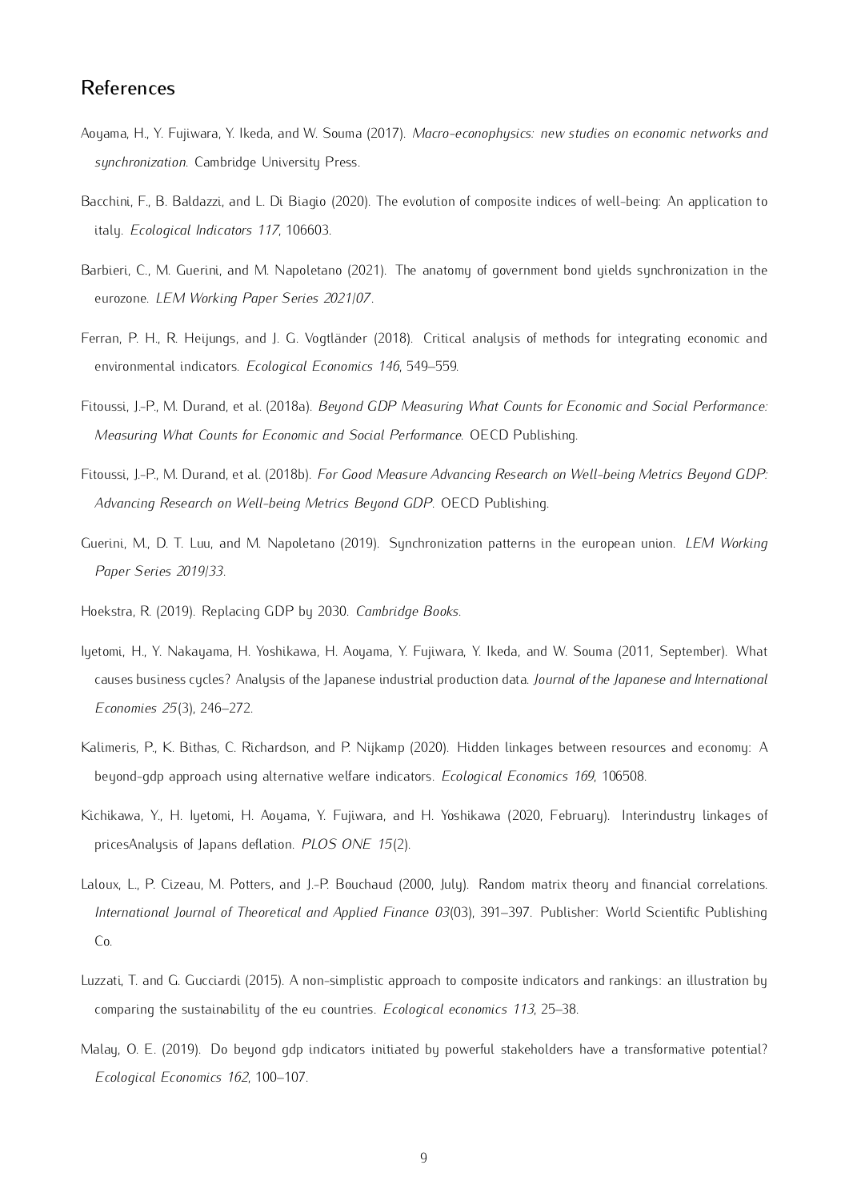## References

Aoyama, H., Y. Fujiwara, Y. Ikeda, and W. Souma (2017). *Macro-econophysics: new studies on economic networks and synchronization*. Cambridge University Press.

Bacchini, F., B. Baldazzi, and L. Di Biagio (2020). The evolution of composite indices of well-being: An application to italy. *Ecological Indicators 117*, 106603.

Barbieri, C., M. Guerini, and M. Napoletano (2021). The anatomy of government bond yields synchronization in the eurozone. *LEM Working Paper Series 2021/07*.

Ferran, P. H., R. Heijungs, and J. G. Vogtländer (2018). Critical analysis of methods for integrating economic and environmental indicators. *Ecological Economics 146*, 549–559.

Fitoussi, J.-P., M. Durand, et al. (2018a). *Beyond GDP Measuring What Counts for Economic and Social Performance: Measuring What Counts for Economic and Social Performance*. OECD Publishing.

Fitoussi, J.-P., M. Durand, et al. (2018b). *For Good Measure Advancing Research on Well-being Metrics Beyond GDP: Advancing Research on Well-being Metrics Beyond GDP*. OECD Publishing.

Guerini, M., D. T. Luu, and M. Napoletano (2019). Synchronization patterns in the european union. *LEM Working Paper Series 2019/33*.

Hoekstra, R. (2019). Replacing GDP by 2030. *Cambridge Books*.

Iyetomi, H., Y. Nakayama, H. Yoshikawa, H. Aoyama, Y. Fujiwara, Y. Ikeda, and W. Souma (2011, September). What causes business cycles? Analysis of the Japanese industrial production data. *Journal of the Japanese and International Economies 25*(3), 246–272.

Kalimeris, P., K. Bithas, C. Richardson, and P. Nijkamp (2020). Hidden linkages between resources and economy: A beyond-gdp approach using alternative welfare indicators. *Ecological Economics 169*, 106508.

Kichikawa, Y., H. Iyetomi, H. Aoyama, Y. Fujiwara, and H. Yoshikawa (2020, February). Interindustry linkages of pricesAnalysis of Japans deflation. *PLOS ONE 15*(2).

Laloux, L., P. Cizeau, M. Potters, and J.-P. Bouchaud (2000, July). Random matrix theory and financial correlations. *International Journal of Theoretical and Applied Finance 03*(03), 391–397. Publisher: World Scientific Publishing Co.

Luzzati, T. and G. Gucciardi (2015). A non-simplistic approach to composite indicators and rankings: an illustration by comparing the sustainability of the eu countries. *Ecological economics 113*, 25–38.

Malay, O. E. (2019). Do beyond gdp indicators initiated by powerful stakeholders have a transformative potential? *Ecological Economics 162*, 100–107.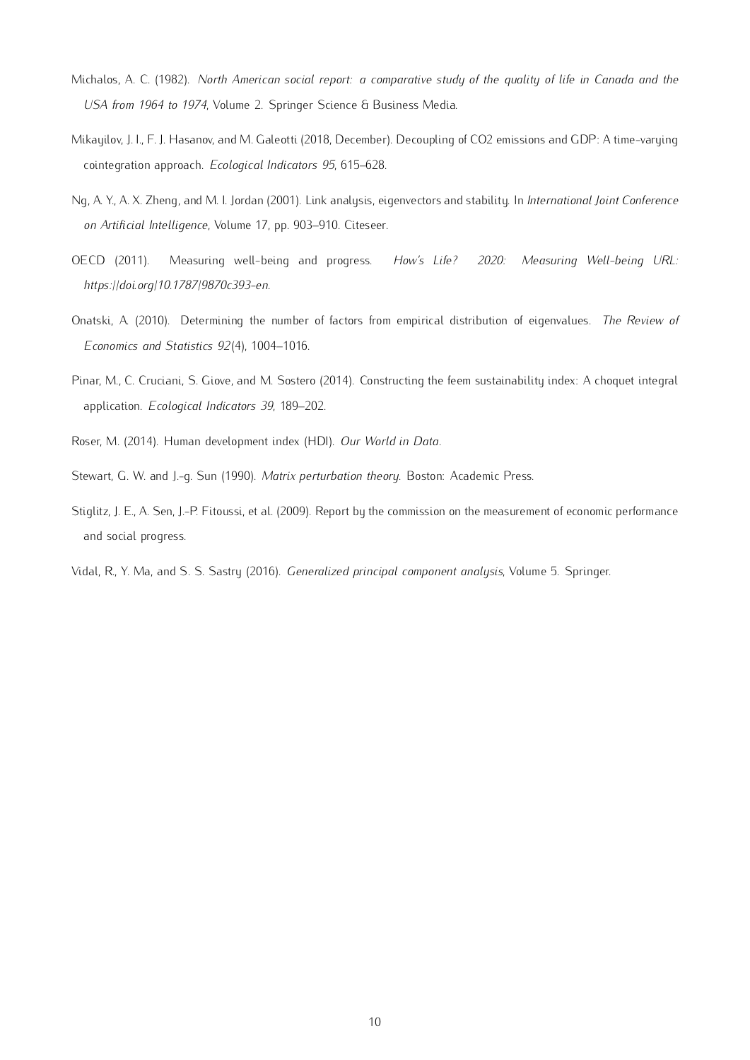Michalos, A. C. (1982). *North American social report: a comparative study of the quality of life in Canada and the USA from 1964 to 1974*, Volume 2. Springer Science & Business Media.

Mikayilov, J. I., F. J. Hasanov, and M. Galeotti (2018, December). Decoupling of CO2 emissions and GDP: A time-varying cointegration approach. *Ecological Indicators 95*, 615–628.

Ng, A. Y., A. X. Zheng, and M. I. Jordan (2001). Link analysis, eigenvectors and stability. In *International Joint Conference on Artificial Intelligence*, Volume 17, pp. 903–910. Citeseer.

OECD (2011). Measuring well-being and progress. *How's Life? 2020: Measuring Well-being URL: https://doi.org/10.1787/9870c393-en.*

Onatski, A. (2010). Determining the number of factors from empirical distribution of eigenvalues. *The Review of Economics and Statistics 92*(4), 1004–1016.

Pinar, M., C. Cruciani, S. Giove, and M. Sostero (2014). Constructing the feem sustainability index: A choquet integral application. *Ecological Indicators 39*, 189–202.

Roser, M. (2014). Human development index (HDI). *Our World in Data*.

Stewart, G. W. and J.-g. Sun (1990). *Matrix perturbation theory*. Boston: Academic Press.

Stiglitz, J. E., A. Sen, J.-P. Fitoussi, et al. (2009). Report by the commission on the measurement of economic performance and social progress.

Vidal, R., Y. Ma, and S. S. Sastry (2016). *Generalized principal component analysis*, Volume 5. Springer.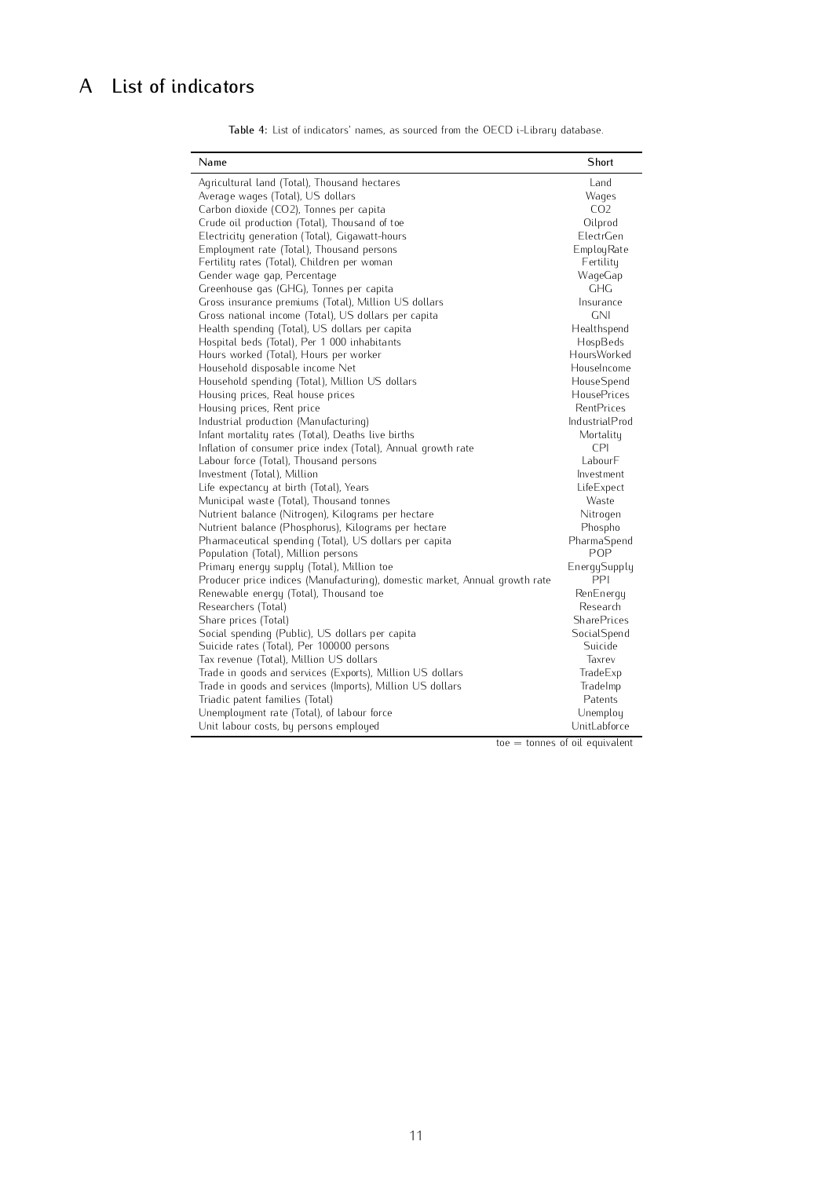# A List of indicators

**Table 4:** List of indicators' names, as sourced from the OECD i-Library database.

| Name | Short |
|---|---|
| Agricultural land (Total), Thousand hectares | Land |
| Average wages (Total), US dollars | Wages |
| Carbon dioxide (CO2), Tonnes per capita | CO2 |
| Crude oil production (Total), Thousand of toe | Oilprod |
| Electricity generation (Total), Gigawatt-hours | ElectrGen |
| Employment rate (Total), Thousand persons | EmployRate |
| Fertility rates (Total), Children per woman | Fertility |
| Gender wage gap, Percentage | WageGap |
| Greenhouse gas (GHG), Tonnes per capita | GHG |
| Gross insurance premiums (Total), Million US dollars | Insurance |
| Gross national income (Total), US dollars per capita | GNI |
| Health spending (Total), US dollars per capita | Healthspend |
| Hospital beds (Total), Per 1 000 inhabitants | HospBeds |
| Hours worked (Total), Hours per worker | HoursWorked |
| Household disposable income Net | HouseIncome |
| Household spending (Total), Million US dollars | HouseSpend |
| Housing prices, Real house prices | HousePrices |
| Housing prices, Rent price | RentPrices |
| Industrial production (Manufacturing) | IndustrialProd |
| Infant mortality rates (Total), Deaths live births | Mortality |
| Inflation of consumer price index (Total), Annual growth rate | CPI |
| Labour force (Total), Thousand persons | LabourF |
| Investment (Total), Million | Investment |
| Life expectancy at birth (Total), Years | LifeExpect |
| Municipal waste (Total), Thousand tonnes | Waste |
| Nutrient balance (Nitrogen), Kilograms per hectare | Nitrogen |
| Nutrient balance (Phosphorus), Kilograms per hectare | Phospho |
| Pharmaceutical spending (Total), US dollars per capita | PharmaSpend |
| Population (Total), Million persons | POP |
| Primary energy supply (Total), Million toe | EnergySupply |
| Producer price indices (Manufacturing), domestic market, Annual growth rate | PPI |
| Renewable energy (Total), Thousand toe | RenEnergy |
| Researchers (Total) | Research |
| Share prices (Total) | SharePrices |
| Social spending (Public), US dollars per capita | SocialSpend |
| Suicide rates (Total), Per 100000 persons | Suicide |
| Tax revenue (Total), Million US dollars | Taxrev |
| Trade in goods and services (Exports), Million US dollars | TradeExp |
| Trade in goods and services (Imports), Million US dollars | TradeImp |
| Triadic patent families (Total) | Patents |
| Unemployment rate (Total), of labour force | Unemploy |
| Unit labour costs, by persons employed | UnitLabforce |

toe = tonnes of oil equivalent